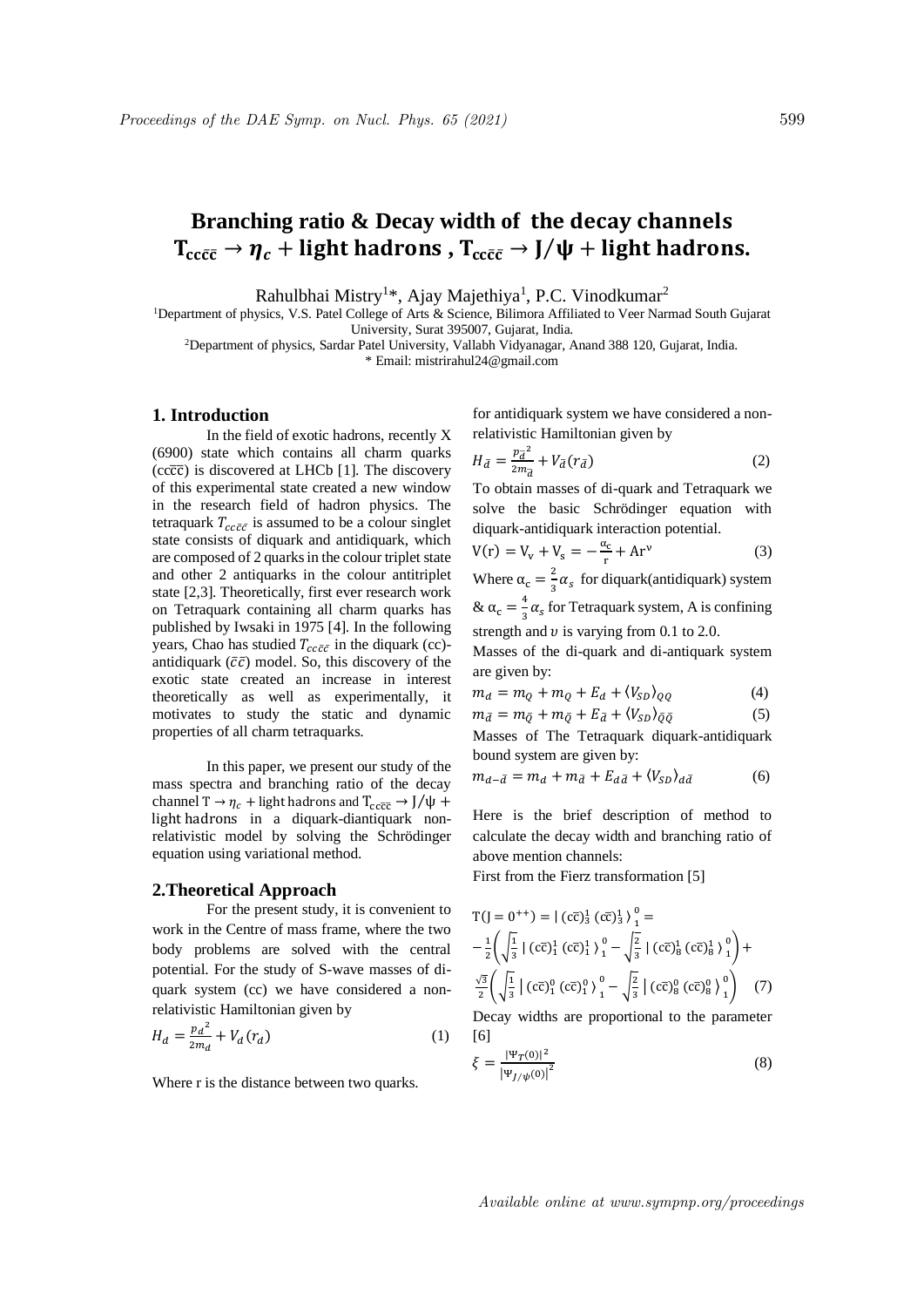# Branching ratio & Decay width of the decay channels $T_{cc\bar{c}\bar{c}} \rightarrow \eta_c + \text{light hadrons}$ , $T_{cc\bar{c}\bar{c}} \rightarrow J/\psi + \text{light hadrons}$.

Rahulbhai Mistry[1]*, Ajay Majethiya[1], P.C. Vinodkumar[2]

[1]Department of physics, V.S. Patel College of Arts & Science, Bilimora Affiliated to Veer Narmad South Gujarat University, Surat 395007, Gujarat, India.

[2]Department of physics, Sardar Patel University, Vallabh Vidyanagar, Anand 388 120, Gujarat, India.

\* Email: mistrirahul24@gmail.com

## 1. Introduction

In the field of exotic hadrons, recently X (6900) state which contains all charm quarks ($cc\bar{c}\bar{c}$) is discovered at LHCb [1]. The discovery of this experimental state created a new window in the research field of hadron physics. The tetraquark $T_{cc\bar{c}\bar{c}}$ is assumed to be a colour singlet state consists of diquark and antidiquark, which are composed of 2 quarks in the colour triplet state and other 2 antiquarks in the colour antitriplet state [2,3]. Theoretically, first ever research work on Tetraquark containing all charm quarks has published by Iwsaki in 1975 [4]. In the following years, Chao has studied $T_{cc\bar{c}\bar{c}}$ in the diquark (cc)-antidiquark ($\bar{c}\bar{c}$) model. So, this discovery of the exotic state created an increase in interest theoretically as well as experimentally, it motivates to study the static and dynamic properties of all charm tetraquarks.

In this paper, we present our study of the mass spectra and branching ratio of the decay channel $T \rightarrow \eta_c + \text{light hadrons}$ and $T_{cc\bar{c}\bar{c}} \rightarrow J/\psi + \text{light hadrons}$ in a diquark-diantiquark non-relativistic model by solving the Schrödinger equation using variational method.

## 2. Theoretical Approach

For the present study, it is convenient to work in the Centre of mass frame, where the two body problems are solved with the central potential. For the study of S-wave masses of di-quark system (cc) we have considered a non-relativistic Hamiltonian given by

$$H_d = \frac{p_d^{\,2}}{2m_d} + V_d(r_d) \tag{1}$$

Where r is the distance between two quarks.

for antidiquark system we have considered a non-relativistic Hamiltonian given by

$$H_{\bar{d}} = \frac{p_{\bar{d}}^{\,2}}{2m_{\bar{d}}} + V_{\bar{d}}(r_{\bar{d}}) \tag{2}$$

To obtain masses of di-quark and Tetraquark we solve the basic Schrödinger equation with diquark-antidiquark interaction potential.

$$V(r) = V_v + V_s = -\frac{\alpha_c}{r} + Ar^{\nu} \tag{3}$$

Where $\alpha_c = \frac{2}{3}\alpha_s$ for diquark(antidiquark) system & $\alpha_c = \frac{4}{3}\alpha_s$ for Tetraquark system, A is confining strength and $\upsilon$ is varying from 0.1 to 2.0.

Masses of the di-quark and di-antiquark system are given by:

$$m_d = m_Q + m_Q + E_d + \langle V_{SD} \rangle_{QQ} \tag{4}$$

$$m_{\bar{d}} = m_{\bar{Q}} + m_{\bar{Q}} + E_{\bar{d}} + \langle V_{SD} \rangle_{\bar{Q}\bar{Q}} \tag{5}$$

Masses of The Tetraquark diquark-antidiquark bound system are given by:

$$m_{d-\bar{d}} = m_d + m_{\bar{d}} + E_{d\bar{d}} + \langle V_{SD} \rangle_{d\bar{d}} \tag{6}$$

Here is the brief description of method to calculate the decay width and branching ratio of above mention channels:

First from the Fierz transformation [5]

$$T(J = 0^{++}) = |\,(c\bar{c})_{\bar{3}}^{1}\,(c\bar{c})_{3}^{1}\,\rangle_{1}^{0} = -\frac{1}{2}\left(\sqrt{\frac{1}{3}}\,|\,(c\bar{c})_{1}^{1}\,(c\bar{c})_{1}^{1}\,\rangle_{1}^{0} - \sqrt{\frac{2}{3}}\,|\,(c\bar{c})_{8}^{1}\,(c\bar{c})_{8}^{1}\,\rangle_{1}^{0}\right) + \frac{\sqrt{3}}{2}\left(\sqrt{\frac{1}{3}}\,|\,(c\bar{c})_{1}^{0}\,(c\bar{c})_{1}^{0}\,\rangle_{1}^{0} - \sqrt{\frac{2}{3}}\,|\,(c\bar{c})_{8}^{0}\,(c\bar{c})_{8}^{0}\,\rangle_{1}^{0}\right) \tag{7}$$

Decay widths are proportional to the parameter [6]

$$\xi = \frac{|\Psi_T(0)|^2}{|\Psi_{J/\psi}(0)|^2} \tag{8}$$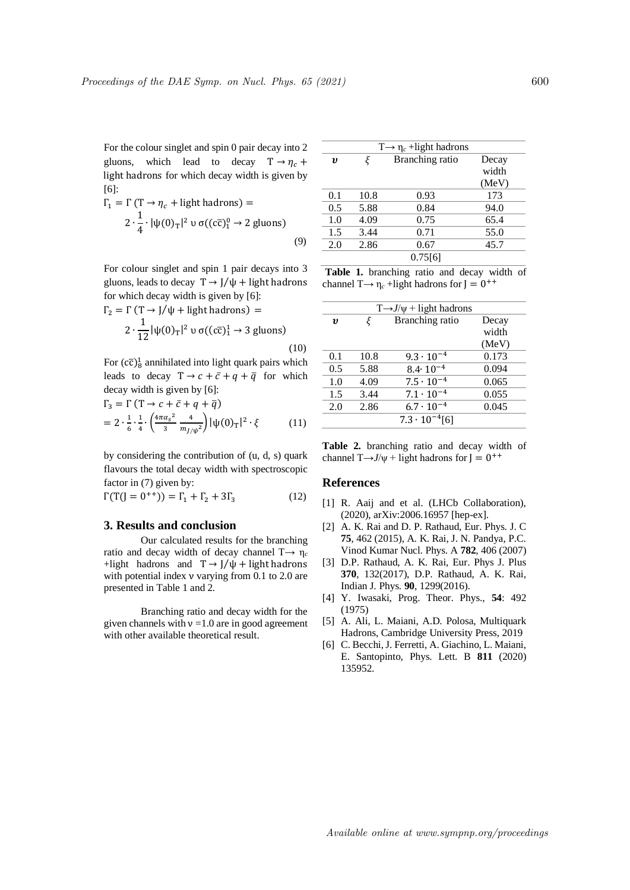For the colour singlet and spin 0 pair decay into 2 gluons, which lead to decay $T \rightarrow \eta_c +$ light hadrons for which decay width is given by [6]:

$$\Gamma_1 = \Gamma\,(T \rightarrow \eta_c + \text{light hadrons}) = 2 \cdot \frac{1}{4} \cdot |\psi(0)_T|^2\, \upsilon\, \sigma((c\bar{c})_1^0 \rightarrow 2 \text{ gluons}) \tag{9}$$

For colour singlet and spin 1 pair decays into 3 gluons, leads to decay $T \rightarrow J/\psi +$ light hadrons for which decay width is given by [6]:

$$\Gamma_2 = \Gamma\,(T \rightarrow J/\psi + \text{light hadrons}) = 2 \cdot \frac{1}{12} |\psi(0)_T|^2\, \upsilon\, \sigma((c\bar{c})_1^1 \rightarrow 3 \text{ gluons}) \tag{10}$$

For $(c\bar{c})_8^1$ annihilated into light quark pairs which leads to decay $T \rightarrow c + \bar{c} + q + \bar{q}$ for which decay width is given by [6]:

$$\Gamma_3 = \Gamma\,(T \rightarrow c + \bar{c} + q + \bar{q}) = 2 \cdot \frac{1}{6} \cdot \frac{1}{4} \cdot \left(\frac{4\pi\alpha_s{}^2}{3} \frac{4}{m_{J/\psi}{}^2}\right) |\psi(0)_T|^2 \cdot \xi \tag{11}$$

by considering the contribution of (u, d, s) quark flavours the total decay width with spectroscopic factor in (7) given by:

$$\Gamma(T(J = 0^{++})) = \Gamma_1 + \Gamma_2 + 3\Gamma_3 \tag{12}$$

## 3. Results and conclusion

Our calculated results for the branching ratio and decay width of decay channel $T \rightarrow \eta_c$ +light hadrons and $T \rightarrow J/\psi +$ light hadrons with potential index ν varying from 0.1 to 2.0 are presented in Table 1 and 2.

Branching ratio and decay width for the given channels with ν =1.0 are in good agreement with other available theoretical result.

| $T \rightarrow \eta_c$ +light hadrons | | | |
|---|---|---|---|
| $\upsilon$ | $\xi$ | Branching ratio | Decay width (MeV) |
| 0.1 | 10.8 | 0.93 | 173 |
| 0.5 | 5.88 | 0.84 | 94.0 |
| 1.0 | 4.09 | 0.75 | 65.4 |
| 1.5 | 3.44 | 0.71 | 55.0 |
| 2.0 | 2.86 | 0.67 | 45.7 |
| | | 0.75[6] | |

**Table 1.** branching ratio and decay width of channel $T \rightarrow \eta_c$ +light hadrons for $J = 0^{++}$

| $T \rightarrow J/\psi$ + light hadrons | | | |
|---|---|---|---|
| $\upsilon$ | $\xi$ | Branching ratio | Decay width (MeV) |
| 0.1 | 10.8 | $9.3 \cdot 10^{-4}$ | 0.173 |
| 0.5 | 5.88 | $8.4 \cdot 10^{-4}$ | 0.094 |
| 1.0 | 4.09 | $7.5 \cdot 10^{-4}$ | 0.065 |
| 1.5 | 3.44 | $7.1 \cdot 10^{-4}$ | 0.055 |
| 2.0 | 2.86 | $6.7 \cdot 10^{-4}$ | 0.045 |
| | | $7.3 \cdot 10^{-4}$[6] | |

**Table 2.** branching ratio and decay width of channel $T \rightarrow J/\psi$ + light hadrons for $J = 0^{++}$

## References

[1] R. Aaij and et al. (LHCb Collaboration), (2020), arXiv:2006.16957 [hep-ex].

[2] A. K. Rai and D. P. Rathaud, Eur. Phys. J. C **75**, 462 (2015), A. K. Rai, J. N. Pandya, P.C. Vinod Kumar Nucl. Phys. A **782**, 406 (2007)

[3] D.P. Rathaud, A. K. Rai, Eur. Phys J. Plus **370**, 132(2017), D.P. Rathaud, A. K. Rai, Indian J. Phys. **90**, 1299(2016).

[4] Y. Iwasaki, Prog. Theor. Phys., **54**: 492 (1975)

[5] A. Ali, L. Maiani, A.D. Polosa, Multiquark Hadrons, Cambridge University Press, 2019

[6] C. Becchi, J. Ferretti, A. Giachino, L. Maiani, E. Santopinto, Phys. Lett. B **811** (2020) 135952.